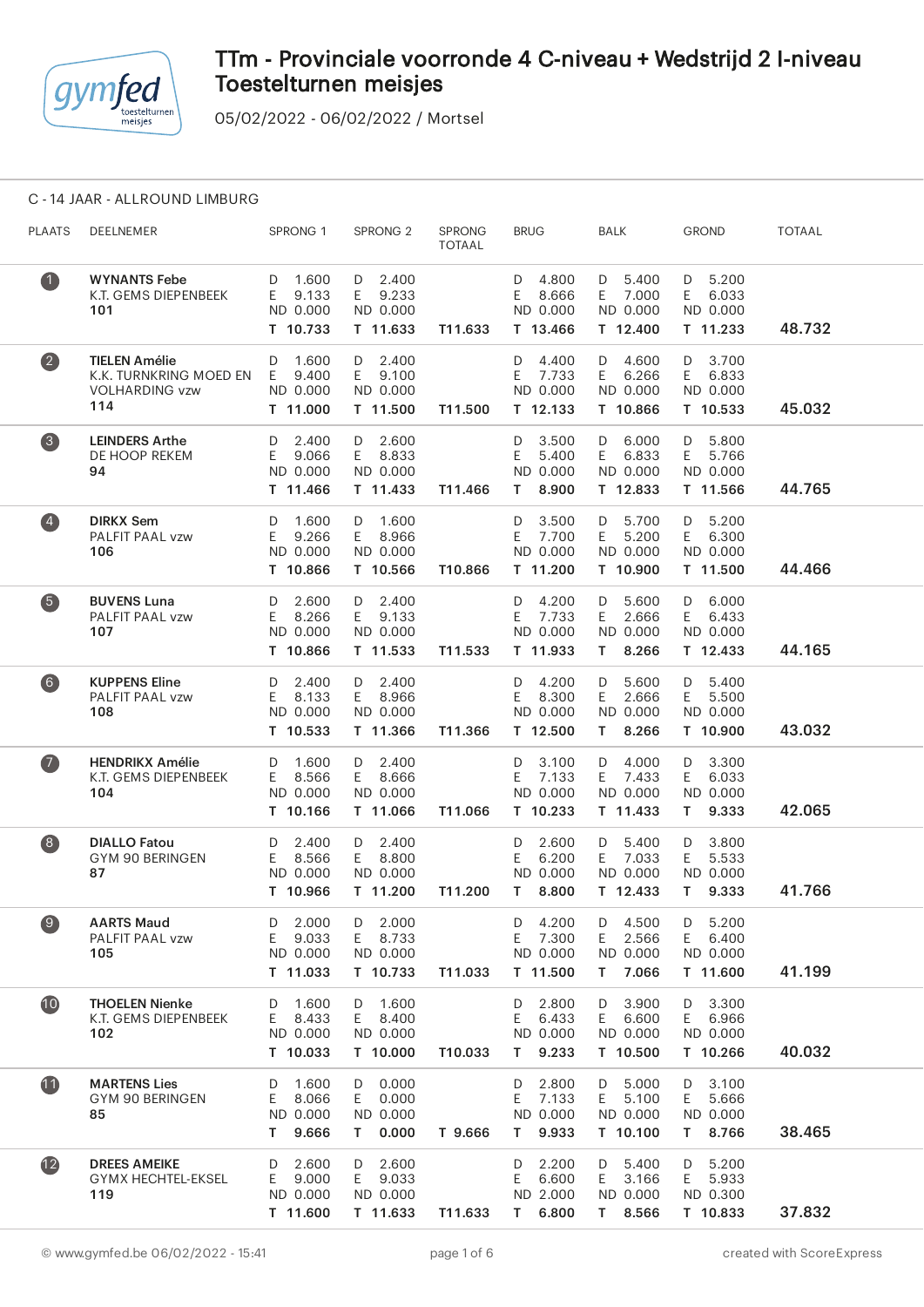# TTm - Provinciale voorronde 4 C-niveau + Wedstrijd 2 I-niveau Toestelturnen meisjes

05/02/2022 - 06/02/2022 / Mortsel

## C - 14 JAAR - ALLROUND LIMBURG

| PLAATS | DEELNEMER | SPRONG 1 | SPRONG 2 | SPRONG TOTAAL | BRUG | BALK | GROND | TOTAAL |
|---|---|---|---|---|---|---|---|---|
| 1 | **WYNANTS Febe** K.T. GEMS DIEPENBEEK **101** | D 1.600 E 9.133 ND 0.000 **T 10.733** | D 2.400 E 9.233 ND 0.000 **T 11.633** | **T11.633** | D 4.800 E 8.666 ND 0.000 **T 13.466** | D 5.400 E 7.000 ND 0.000 **T 12.400** | D 5.200 E 6.033 ND 0.000 **T 11.233** | **48.732** |
| 2 | **TIELEN Amélie** K.K. TURNKRING MOED EN VOLHARDING vzw **114** | D 1.600 E 9.400 ND 0.000 **T 11.000** | D 2.400 E 9.100 ND 0.000 **T 11.500** | **T11.500** | D 4.400 E 7.733 ND 0.000 **T 12.133** | D 4.600 E 6.266 ND 0.000 **T 10.866** | D 3.700 E 6.833 ND 0.000 **T 10.533** | **45.032** |
| 3 | **LEINDERS Arthe** DE HOOP REKEM **94** | D 2.400 E 9.066 ND 0.000 **T 11.466** | D 2.600 E 8.833 ND 0.000 **T 11.433** | **T11.466** | D 3.500 E 5.400 ND 0.000 **T 8.900** | D 6.000 E 6.833 ND 0.000 **T 12.833** | D 5.800 E 5.766 ND 0.000 **T 11.566** | **44.765** |
| 4 | **DIRKX Sem** PALFIT PAAL vzw **106** | D 1.600 E 9.266 ND 0.000 **T 10.866** | D 1.600 E 8.966 ND 0.000 **T 10.566** | **T10.866** | D 3.500 E 7.700 ND 0.000 **T 11.200** | D 5.700 E 5.200 ND 0.000 **T 10.900** | D 5.200 E 6.300 ND 0.000 **T 11.500** | **44.466** |
| 5 | **BUVENS Luna** PALFIT PAAL vzw **107** | D 2.600 E 8.266 ND 0.000 **T 10.866** | D 2.400 E 9.133 ND 0.000 **T 11.533** | **T11.533** | D 4.200 E 7.733 ND 0.000 **T 11.933** | D 5.600 E 2.666 ND 0.000 **T 8.266** | D 6.000 E 6.433 ND 0.000 **T 12.433** | **44.165** |
| 6 | **KUPPENS Eline** PALFIT PAAL vzw **108** | D 2.400 E 8.133 ND 0.000 **T 10.533** | D 2.400 E 8.966 ND 0.000 **T 11.366** | **T11.366** | D 4.200 E 8.300 ND 0.000 **T 12.500** | D 5.600 E 2.666 ND 0.000 **T 8.266** | D 5.400 E 5.500 ND 0.000 **T 10.900** | **43.032** |
| 7 | **HENDRIKX Amélie** K.T. GEMS DIEPENBEEK **104** | D 1.600 E 8.566 ND 0.000 **T 10.166** | D 2.400 E 8.666 ND 0.000 **T 11.066** | **T11.066** | D 3.100 E 7.133 ND 0.000 **T 10.233** | D 4.000 E 7.433 ND 0.000 **T 11.433** | D 3.300 E 6.033 ND 0.000 **T 9.333** | **42.065** |
| 8 | **DIALLO Fatou** GYM 90 BERINGEN **87** | D 2.400 E 8.566 ND 0.000 **T 10.966** | D 2.400 E 8.800 ND 0.000 **T 11.200** | **T11.200** | D 2.600 E 6.200 ND 0.000 **T 8.800** | D 5.400 E 7.033 ND 0.000 **T 12.433** | D 3.800 E 5.533 ND 0.000 **T 9.333** | **41.766** |
| 9 | **AARTS Maud** PALFIT PAAL vzw **105** | D 2.000 E 9.033 ND 0.000 **T 11.033** | D 2.000 E 8.733 ND 0.000 **T 10.733** | **T11.033** | D 4.200 E 7.300 ND 0.000 **T 11.500** | D 4.500 E 2.566 ND 0.000 **T 7.066** | D 5.200 E 6.400 ND 0.000 **T 11.600** | **41.199** |
| 10 | **THOELEN Nienke** K.T. GEMS DIEPENBEEK **102** | D 1.600 E 8.433 ND 0.000 **T 10.033** | D 1.600 E 8.400 ND 0.000 **T 10.000** | **T10.033** | D 2.800 E 6.433 ND 0.000 **T 9.233** | D 3.900 E 6.600 ND 0.000 **T 10.500** | D 3.300 E 6.966 ND 0.000 **T 10.266** | **40.032** |
| 11 | **MARTENS Lies** GYM 90 BERINGEN **85** | D 1.600 E 8.066 ND 0.000 **T 9.666** | D 0.000 E 0.000 ND 0.000 **T 0.000** | **T 9.666** | D 2.800 E 7.133 ND 0.000 **T 9.933** | D 5.000 E 5.100 ND 0.000 **T 10.100** | D 3.100 E 5.666 ND 0.000 **T 8.766** | **38.465** |
| 12 | **DREES AMEIKE** GYMX HECHTEL-EKSEL **119** | D 2.600 E 9.000 ND 0.000 **T 11.600** | D 2.600 E 9.033 ND 0.000 **T 11.633** | **T11.633** | D 2.200 E 6.600 ND 2.000 **T 6.800** | D 5.400 E 3.166 ND 0.000 **T 8.566** | D 5.200 E 5.933 ND 0.300 **T 10.833** | **37.832** |

© www.gymfed.be 06/02/2022 - 15:41 — created with ScoreExpress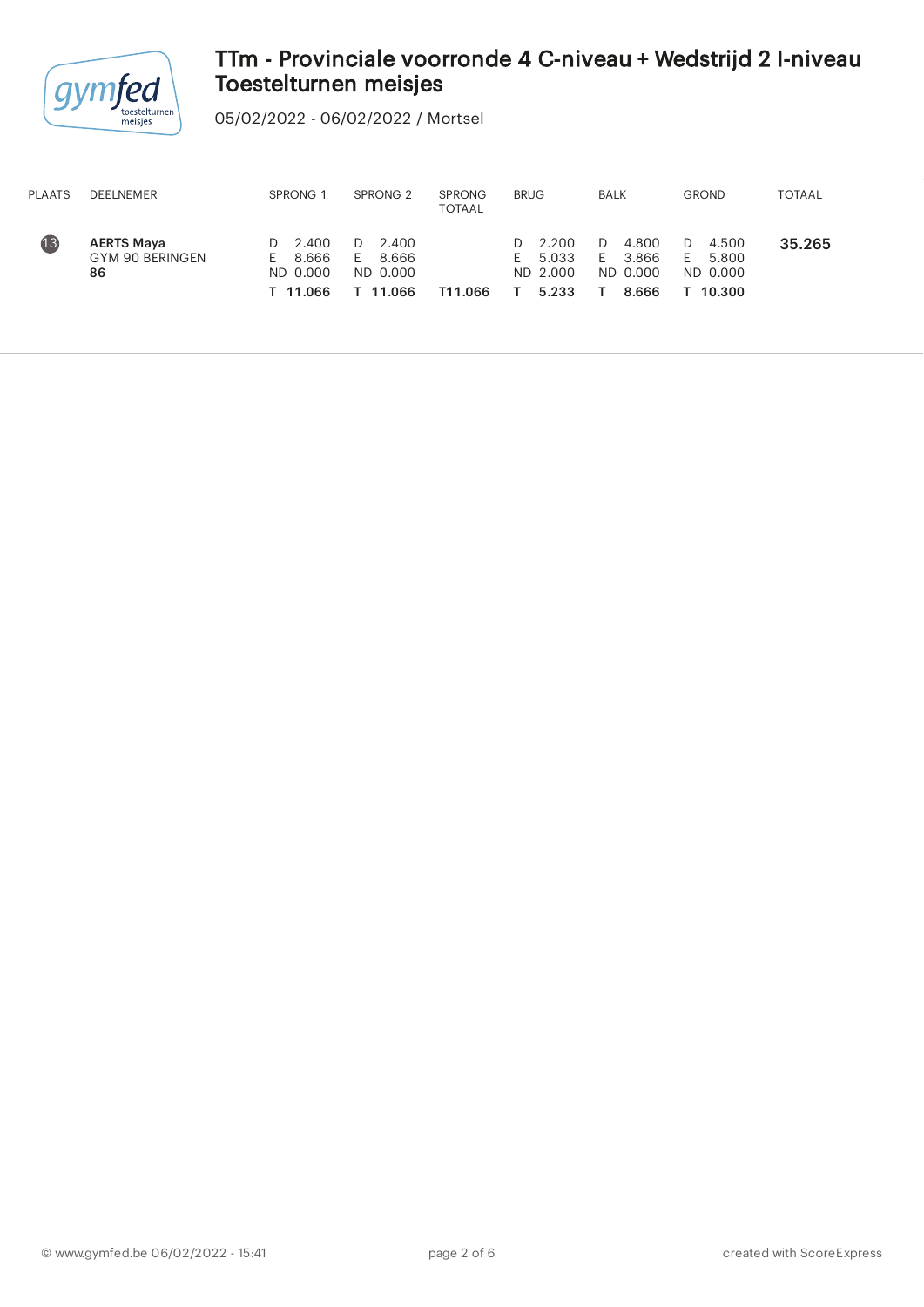# TTm - Provinciale voorronde 4 C-niveau + Wedstrijd 2 I-niveau Toestelturnen meisjes

05/02/2022 - 06/02/2022 / Mortsel

| PLAATS | DEELNEMER | SPRONG 1 | SPRONG 2 | SPRONG TOTAAL | BRUG | BALK | GROND | TOTAAL |
|---|---|---|---|---|---|---|---|---|
| 13 | **AERTS Maya**<br>GYM 90 BERINGEN<br>**86** | D 2.400<br>E 8.666<br>ND 0.000<br>**T 11.066** | D 2.400<br>E 8.666<br>ND 0.000<br>**T 11.066** | **T11.066** | D 2.200<br>E 5.033<br>ND 2.000<br>**T 5.233** | D 4.800<br>E 3.866<br>ND 0.000<br>**T 8.666** | D 4.500<br>E 5.800<br>ND 0.000<br>**T 10.300** | **35.265** |

© www.gymfed.be 06/02/2022 - 15:41 created with ScoreExpress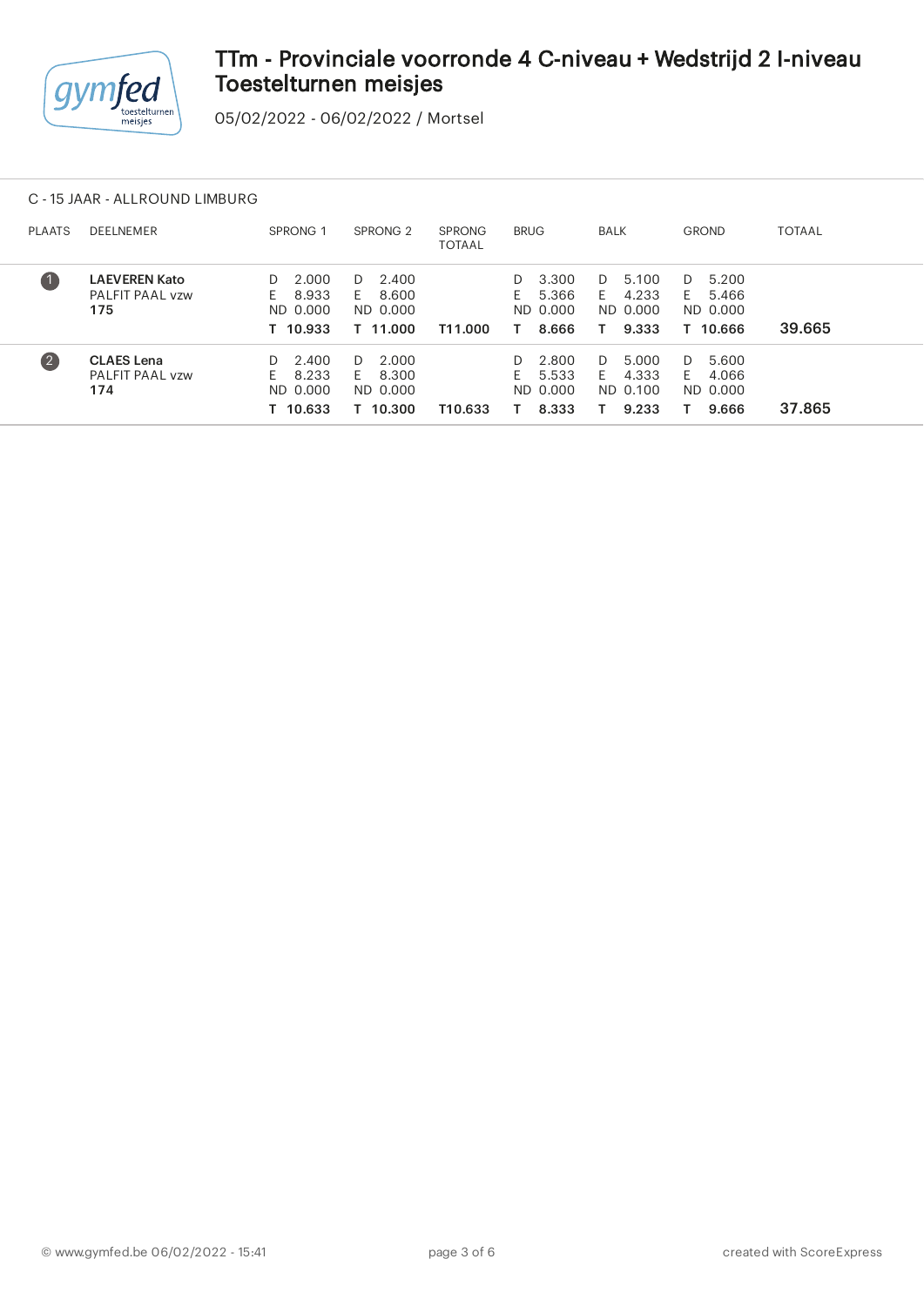# TTm - Provinciale voorronde 4 C-niveau + Wedstrijd 2 I-niveau Toestelturnen meisjes

05/02/2022 - 06/02/2022 / Mortsel

## C - 15 JAAR - ALLROUND LIMBURG

| PLAATS | DEELNEMER | SPRONG 1 | SPRONG 2 | SPRONG TOTAAL | BRUG | BALK | GROND | TOTAAL |
|---|---|---|---|---|---|---|---|---|
| 1 | **LAEVEREN Kato** PALFIT PAAL vzw **175** | D 2.000 E 8.933 ND 0.000 **T 10.933** | D 2.400 E 8.600 ND 0.000 **T 11.000** | **T11.000** | D 3.300 E 5.366 ND 0.000 **T 8.666** | D 5.100 E 4.233 ND 0.000 **T 9.333** | D 5.200 E 5.466 ND 0.000 **T 10.666** | **39.665** |
| 2 | **CLAES Lena** PALFIT PAAL vzw **174** | D 2.400 E 8.233 ND 0.000 **T 10.633** | D 2.000 E 8.300 ND 0.000 **T 10.300** | **T10.633** | D 2.800 E 5.533 ND 0.000 **T 8.333** | D 5.000 E 4.333 ND 0.100 **T 9.233** | D 5.600 E 4.066 ND 0.000 **T 9.666** | **37.865** |

© www.gymfed.be 06/02/2022 - 15:41

created with ScoreExpress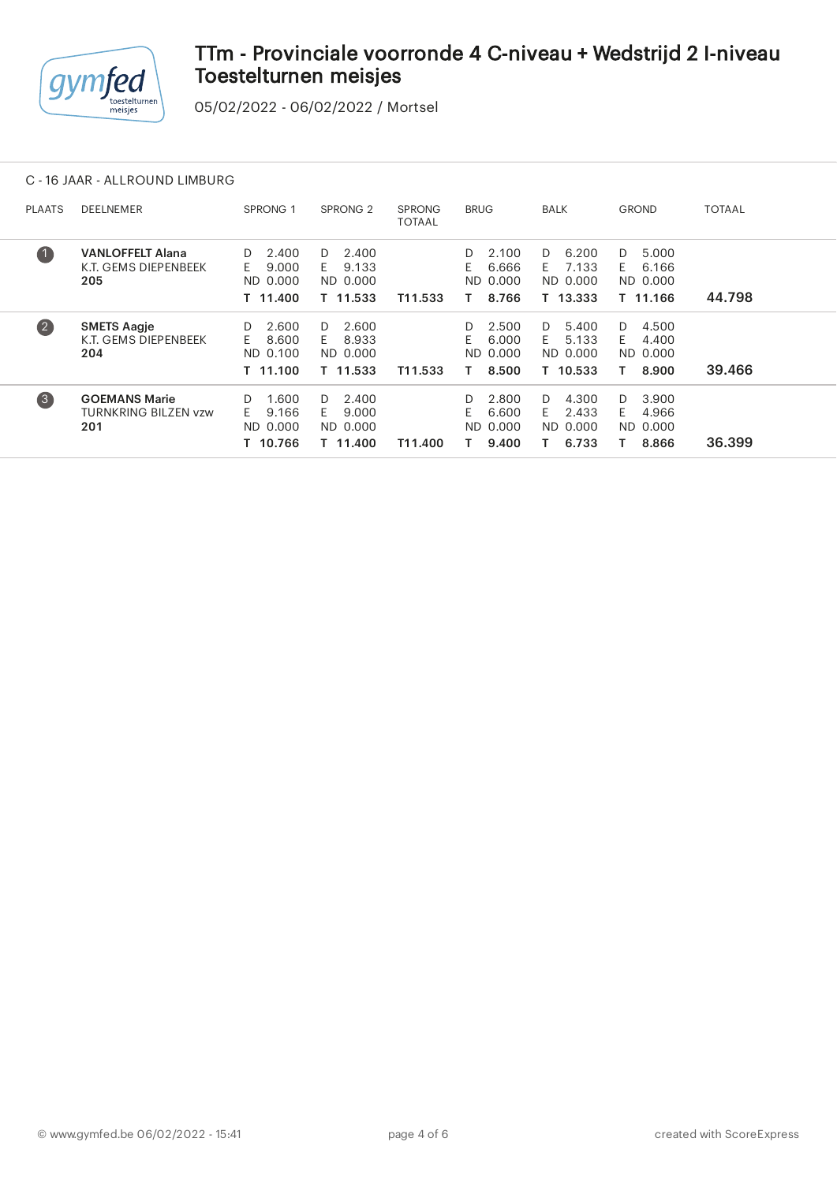# TTm - Provinciale voorronde 4 C-niveau + Wedstrijd 2 I-niveau Toestelturnen meisjes

05/02/2022 - 06/02/2022 / Mortsel

## C - 16 JAAR - ALLROUND LIMBURG

| PLAATS | DEELNEMER | SPRONG 1 | SPRONG 2 | SPRONG TOTAAL | BRUG | BALK | GROND | TOTAAL |
|---|---|---|---|---|---|---|---|---|
| 1 | **VANLOFFELT Alana**<br>K.T. GEMS DIEPENBEEK<br>**205** | D 2.400<br>E 9.000<br>ND 0.000<br>**T 11.400** | D 2.400<br>E 9.133<br>ND 0.000<br>**T 11.533** | **T11.533** | D 2.100<br>E 6.666<br>ND 0.000<br>**T 8.766** | D 6.200<br>E 7.133<br>ND 0.000<br>**T 13.333** | D 5.000<br>E 6.166<br>ND 0.000<br>**T 11.166** | **44.798** |
| 2 | **SMETS Aagje**<br>K.T. GEMS DIEPENBEEK<br>**204** | D 2.600<br>E 8.600<br>ND 0.100<br>**T 11.100** | D 2.600<br>E 8.933<br>ND 0.000<br>**T 11.533** | **T11.533** | D 2.500<br>E 6.000<br>ND 0.000<br>**T 8.500** | D 5.400<br>E 5.133<br>ND 0.000<br>**T 10.533** | D 4.500<br>E 4.400<br>ND 0.000<br>**T 8.900** | **39.466** |
| 3 | **GOEMANS Marie**<br>TURNKRING BILZEN vzw<br>**201** | D 1.600<br>E 9.166<br>ND 0.000<br>**T 10.766** | D 2.400<br>E 9.000<br>ND 0.000<br>**T 11.400** | **T11.400** | D 2.800<br>E 6.600<br>ND 0.000<br>**T 9.400** | D 4.300<br>E 2.433<br>ND 0.000<br>**T 6.733** | D 3.900<br>E 4.966<br>ND 0.000<br>**T 8.866** | **36.399** |

© www.gymfed.be 06/02/2022 - 15:41

created with ScoreExpress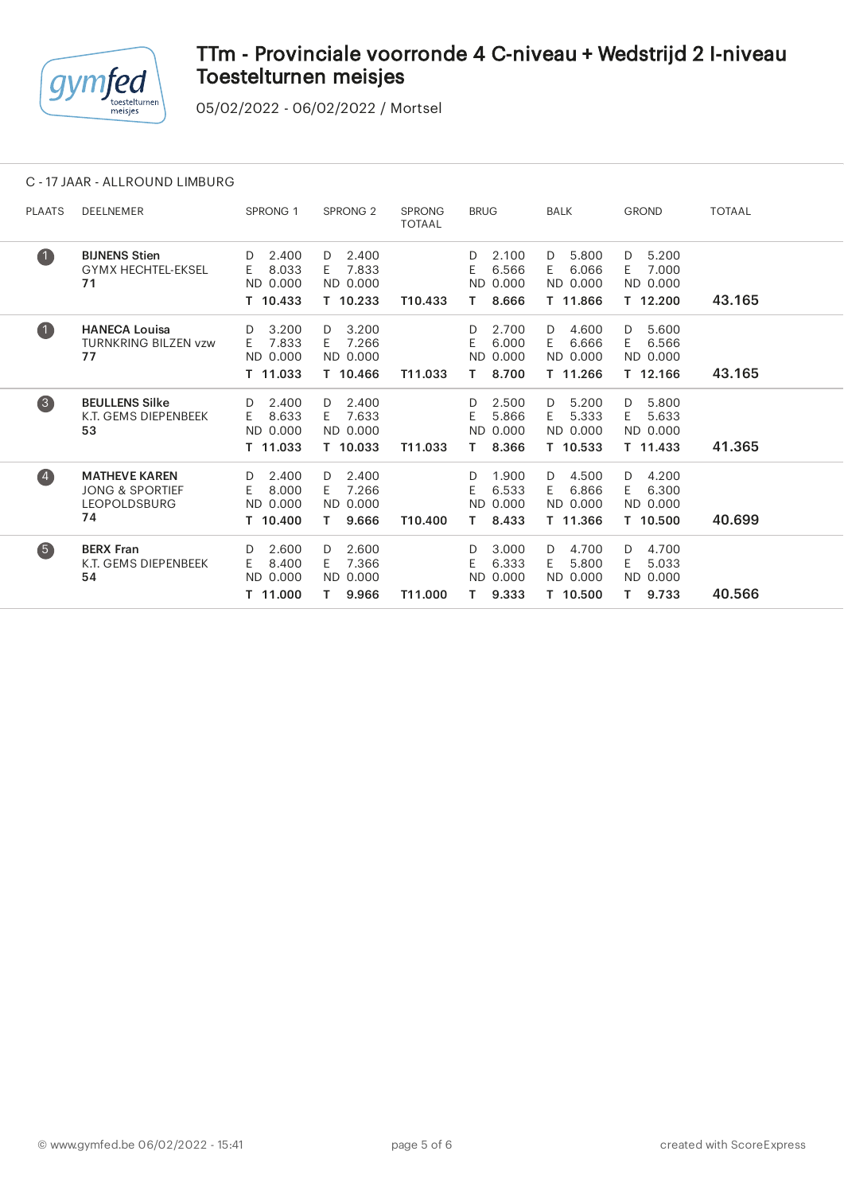# TTm - Provinciale voorronde 4 C-niveau + Wedstrijd 2 I-niveau Toestelturnen meisjes

05/02/2022 - 06/02/2022 / Mortsel

C - 17 JAAR - ALLROUND LIMBURG

| PLAATS | DEELNEMER | SPRONG 1 | SPRONG 2 | SPRONG TOTAAL | BRUG | BALK | GROND | TOTAAL |
|---|---|---|---|---|---|---|---|---|
| 1 | **BIJNENS Stien**<br>GYMX HECHTEL-EKSEL<br>**71** | D 2.400<br>E 8.033<br>ND 0.000<br>**T 10.433** | D 2.400<br>E 7.833<br>ND 0.000<br>**T 10.233** | **T10.433** | D 2.100<br>E 6.566<br>ND 0.000<br>**T 8.666** | D 5.800<br>E 6.066<br>ND 0.000<br>**T 11.866** | D 5.200<br>E 7.000<br>ND 0.000<br>**T 12.200** | **43.165** |
| 1 | **HANECA Louisa**<br>TURNKRING BILZEN vzw<br>**77** | D 3.200<br>E 7.833<br>ND 0.000<br>**T 11.033** | D 3.200<br>E 7.266<br>ND 0.000<br>**T 10.466** | **T11.033** | D 2.700<br>E 6.000<br>ND 0.000<br>**T 8.700** | D 4.600<br>E 6.666<br>ND 0.000<br>**T 11.266** | D 5.600<br>E 6.566<br>ND 0.000<br>**T 12.166** | **43.165** |
| 3 | **BEULLENS Silke**<br>K.T. GEMS DIEPENBEEK<br>**53** | D 2.400<br>E 8.633<br>ND 0.000<br>**T 11.033** | D 2.400<br>E 7.633<br>ND 0.000<br>**T 10.033** | **T11.033** | D 2.500<br>E 5.866<br>ND 0.000<br>**T 8.366** | D 5.200<br>E 5.333<br>ND 0.000<br>**T 10.533** | D 5.800<br>E 5.633<br>ND 0.000<br>**T 11.433** | **41.365** |
| 4 | **MATHEVE KAREN**<br>JONG & SPORTIEF LEOPOLDSBURG<br>**74** | D 2.400<br>E 8.000<br>ND 0.000<br>**T 10.400** | D 2.400<br>E 7.266<br>ND 0.000<br>**T 9.666** | **T10.400** | D 1.900<br>E 6.533<br>ND 0.000<br>**T 8.433** | D 4.500<br>E 6.866<br>ND 0.000<br>**T 11.366** | D 4.200<br>E 6.300<br>ND 0.000<br>**T 10.500** | **40.699** |
| 5 | **BERX Fran**<br>K.T. GEMS DIEPENBEEK<br>**54** | D 2.600<br>E 8.400<br>ND 0.000<br>**T 11.000** | D 2.600<br>E 7.366<br>ND 0.000<br>**T 9.966** | **T11.000** | D 3.000<br>E 6.333<br>ND 0.000<br>**T 9.333** | D 4.700<br>E 5.800<br>ND 0.000<br>**T 10.500** | D 4.700<br>E 5.033<br>ND 0.000<br>**T 9.733** | **40.566** |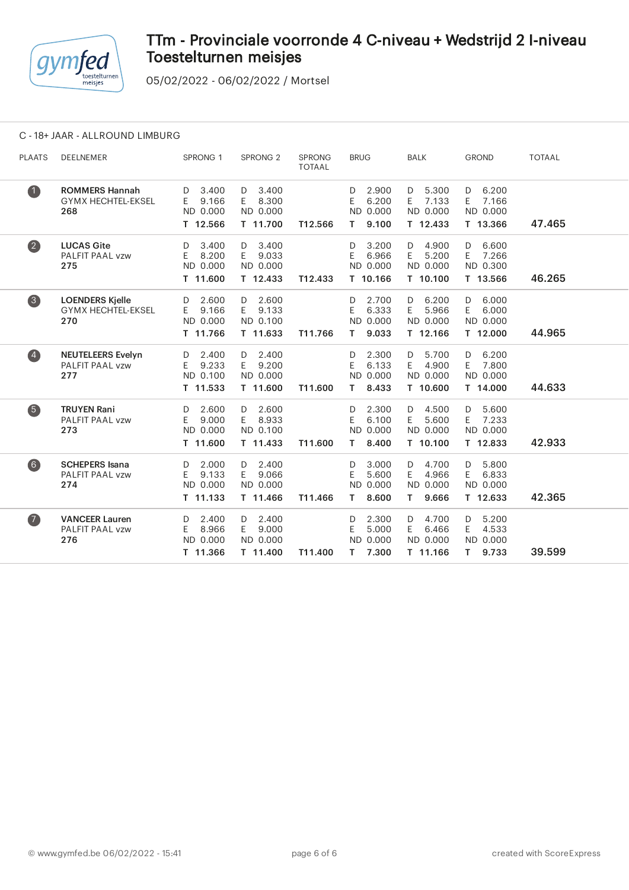# TTm - Provinciale voorronde 4 C-niveau + Wedstrijd 2 I-niveau Toestelturnen meisjes

05/02/2022 - 06/02/2022 / Mortsel

## C - 18+ JAAR - ALLROUND LIMBURG

| PLAATS | DEELNEMER | SPRONG 1 | SPRONG 2 | SPRONG TOTAAL | BRUG | BALK | GROND | TOTAAL |
|---|---|---|---|---|---|---|---|---|
| 1 | **ROMMERS Hannah**<br>GYMX HECHTEL-EKSEL<br>**268** | D 3.400<br>E 9.166<br>ND 0.000<br>**T 12.566** | D 3.400<br>E 8.300<br>ND 0.000<br>**T 11.700** | **T12.566** | D 2.900<br>E 6.200<br>ND 0.000<br>**T 9.100** | D 5.300<br>E 7.133<br>ND 0.000<br>**T 12.433** | D 6.200<br>E 7.166<br>ND 0.000<br>**T 13.366** | **47.465** |
| 2 | **LUCAS Gite**<br>PALFIT PAAL vzw<br>**275** | D 3.400<br>E 8.200<br>ND 0.000<br>**T 11.600** | D 3.400<br>E 9.033<br>ND 0.000<br>**T 12.433** | **T12.433** | D 3.200<br>E 6.966<br>ND 0.000<br>**T 10.166** | D 4.900<br>E 5.200<br>ND 0.000<br>**T 10.100** | D 6.600<br>E 7.266<br>ND 0.300<br>**T 13.566** | **46.265** |
| 3 | **LOENDERS Kjelle**<br>GYMX HECHTEL-EKSEL<br>**270** | D 2.600<br>E 9.166<br>ND 0.000<br>**T 11.766** | D 2.600<br>E 9.133<br>ND 0.100<br>**T 11.633** | **T11.766** | D 2.700<br>E 6.333<br>ND 0.000<br>**T 9.033** | D 6.200<br>E 5.966<br>ND 0.000<br>**T 12.166** | D 6.000<br>E 6.000<br>ND 0.000<br>**T 12.000** | **44.965** |
| 4 | **NEUTELEERS Evelyn**<br>PALFIT PAAL vzw<br>**277** | D 2.400<br>E 9.233<br>ND 0.100<br>**T 11.533** | D 2.400<br>E 9.200<br>ND 0.000<br>**T 11.600** | **T11.600** | D 2.300<br>E 6.133<br>ND 0.000<br>**T 8.433** | D 5.700<br>E 4.900<br>ND 0.000<br>**T 10.600** | D 6.200<br>E 7.800<br>ND 0.000<br>**T 14.000** | **44.633** |
| 5 | **TRUYEN Rani**<br>PALFIT PAAL vzw<br>**273** | D 2.600<br>E 9.000<br>ND 0.000<br>**T 11.600** | D 2.600<br>E 8.933<br>ND 0.100<br>**T 11.433** | **T11.600** | D 2.300<br>E 6.100<br>ND 0.000<br>**T 8.400** | D 4.500<br>E 5.600<br>ND 0.000<br>**T 10.100** | D 5.600<br>E 7.233<br>ND 0.000<br>**T 12.833** | **42.933** |
| 6 | **SCHEPERS Isana**<br>PALFIT PAAL vzw<br>**274** | D 2.000<br>E 9.133<br>ND 0.000<br>**T 11.133** | D 2.400<br>E 9.066<br>ND 0.000<br>**T 11.466** | **T11.466** | D 3.000<br>E 5.600<br>ND 0.000<br>**T 8.600** | D 4.700<br>E 4.966<br>ND 0.000<br>**T 9.666** | D 5.800<br>E 6.833<br>ND 0.000<br>**T 12.633** | **42.365** |
| 7 | **VANCEER Lauren**<br>PALFIT PAAL vzw<br>**276** | D 2.400<br>E 8.966<br>ND 0.000<br>**T 11.366** | D 2.400<br>E 9.000<br>ND 0.000<br>**T 11.400** | **T11.400** | D 2.300<br>E 5.000<br>ND 0.000<br>**T 7.300** | D 4.700<br>E 6.466<br>ND 0.000<br>**T 11.166** | D 5.200<br>E 4.533<br>ND 0.000<br>**T 9.733** | **39.599** |

© www.gymfed.be 06/02/2022 - 15:41

created with ScoreExpress